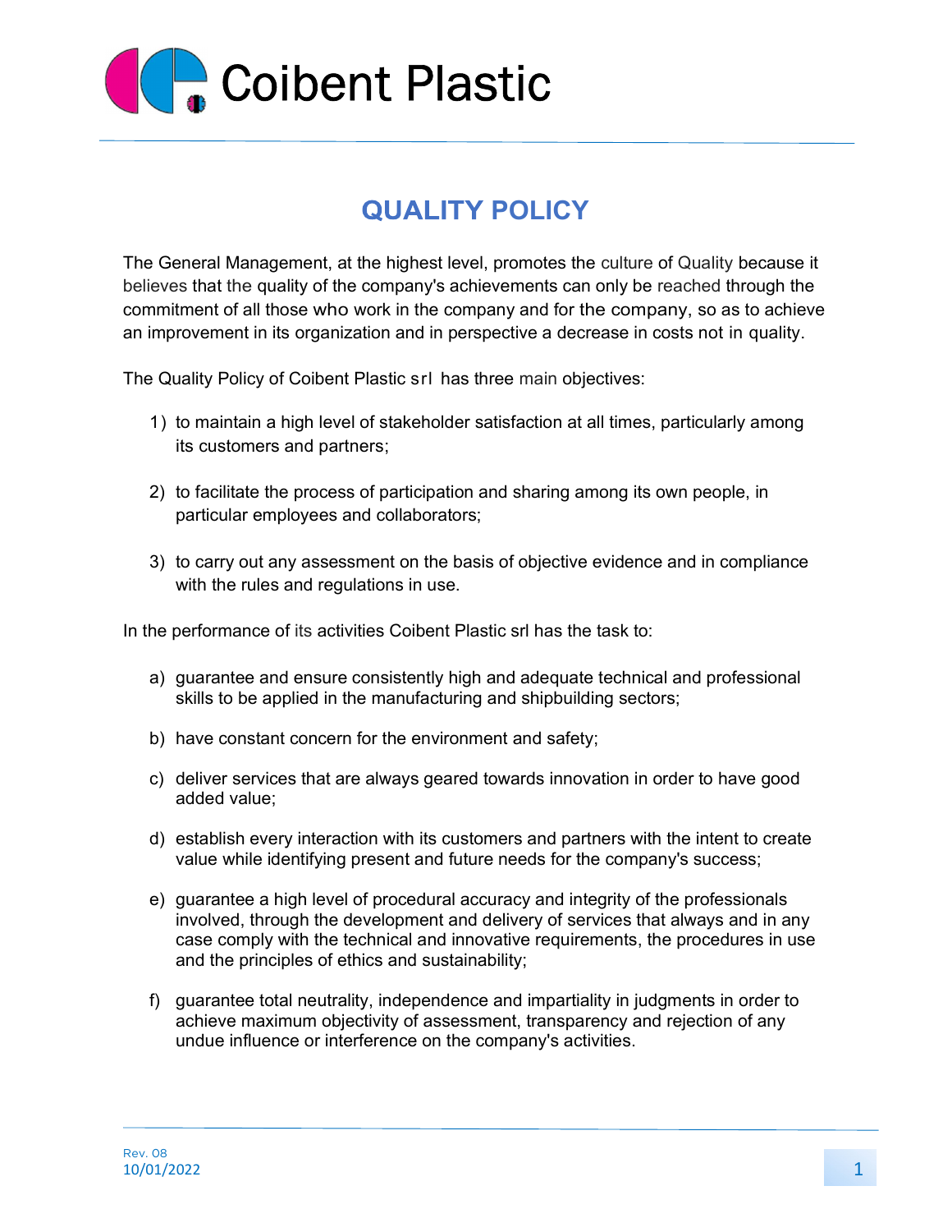Coibent Plastic

# QUALITY POLICY

The General Management, at the highest level, promotes the culture of Quality because it believes that the quality of the company's achievements can only be reached through the commitment of all those who work in the company and for the company, so as to achieve an improvement in its organization and in perspective a decrease in costs not in quality.

The Quality Policy of Coibent Plastic srl has three main objectives:

1) to maintain a high level of stakeholder satisfaction at all times, particularly among its customers and partners;

2) to facilitate the process of participation and sharing among its own people, in particular employees and collaborators;

3) to carry out any assessment on the basis of objective evidence and in compliance with the rules and regulations in use.

In the performance of its activities Coibent Plastic srl has the task to:

a) guarantee and ensure consistently high and adequate technical and professional skills to be applied in the manufacturing and shipbuilding sectors;

b) have constant concern for the environment and safety;

c) deliver services that are always geared towards innovation in order to have good added value;

d) establish every interaction with its customers and partners with the intent to create value while identifying present and future needs for the company's success;

e) guarantee a high level of procedural accuracy and integrity of the professionals involved, through the development and delivery of services that always and in any case comply with the technical and innovative requirements, the procedures in use and the principles of ethics and sustainability;

f) guarantee total neutrality, independence and impartiality in judgments in order to achieve maximum objectivity of assessment, transparency and rejection of any undue influence or interference on the company's activities.

Rev. 08
10/01/2022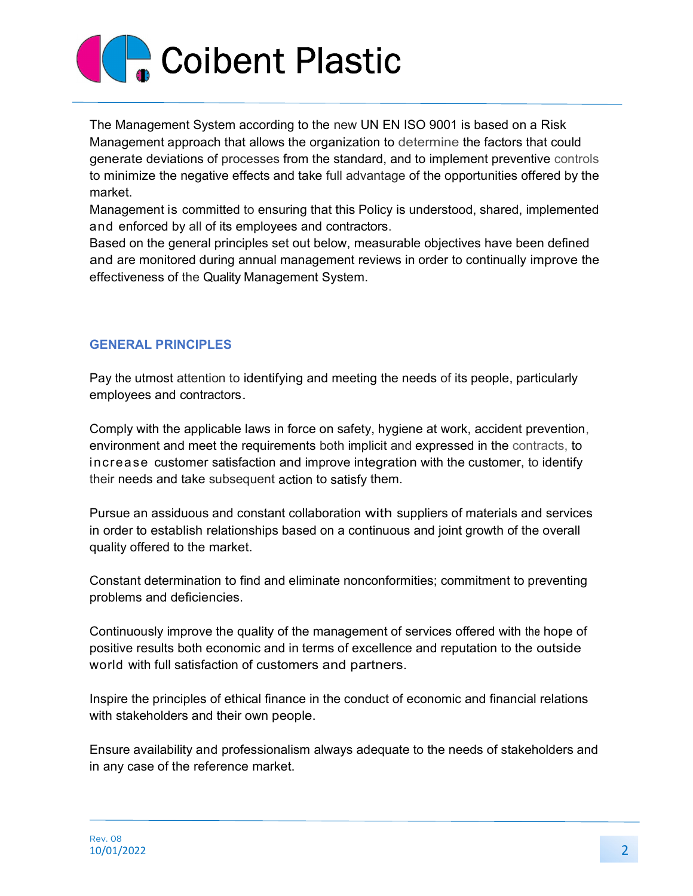The Management System according to the new UN EN ISO 9001 is based on a Risk Management approach that allows the organization to determine the factors that could generate deviations of processes from the standard, and to implement preventive controls to minimize the negative effects and take full advantage of the opportunities offered by the market.
Management is committed to ensuring that this Policy is understood, shared, implemented and enforced by all of its employees and contractors.
Based on the general principles set out below, measurable objectives have been defined and are monitored during annual management reviews in order to continually improve the effectiveness of the Quality Management System.

## GENERAL PRINCIPLES

Pay the utmost attention to identifying and meeting the needs of its people, particularly employees and contractors.

Comply with the applicable laws in force on safety, hygiene at work, accident prevention, environment and meet the requirements both implicit and expressed in the contracts, to increase customer satisfaction and improve integration with the customer, to identify their needs and take subsequent action to satisfy them.

Pursue an assiduous and constant collaboration with suppliers of materials and services in order to establish relationships based on a continuous and joint growth of the overall quality offered to the market.

Constant determination to find and eliminate nonconformities; commitment to preventing problems and deficiencies.

Continuously improve the quality of the management of services offered with the hope of positive results both economic and in terms of excellence and reputation to the outside world with full satisfaction of customers and partners.

Inspire the principles of ethical finance in the conduct of economic and financial relations with stakeholders and their own people.

Ensure availability and professionalism always adequate to the needs of stakeholders and in any case of the reference market.

Rev. 08
10/01/2022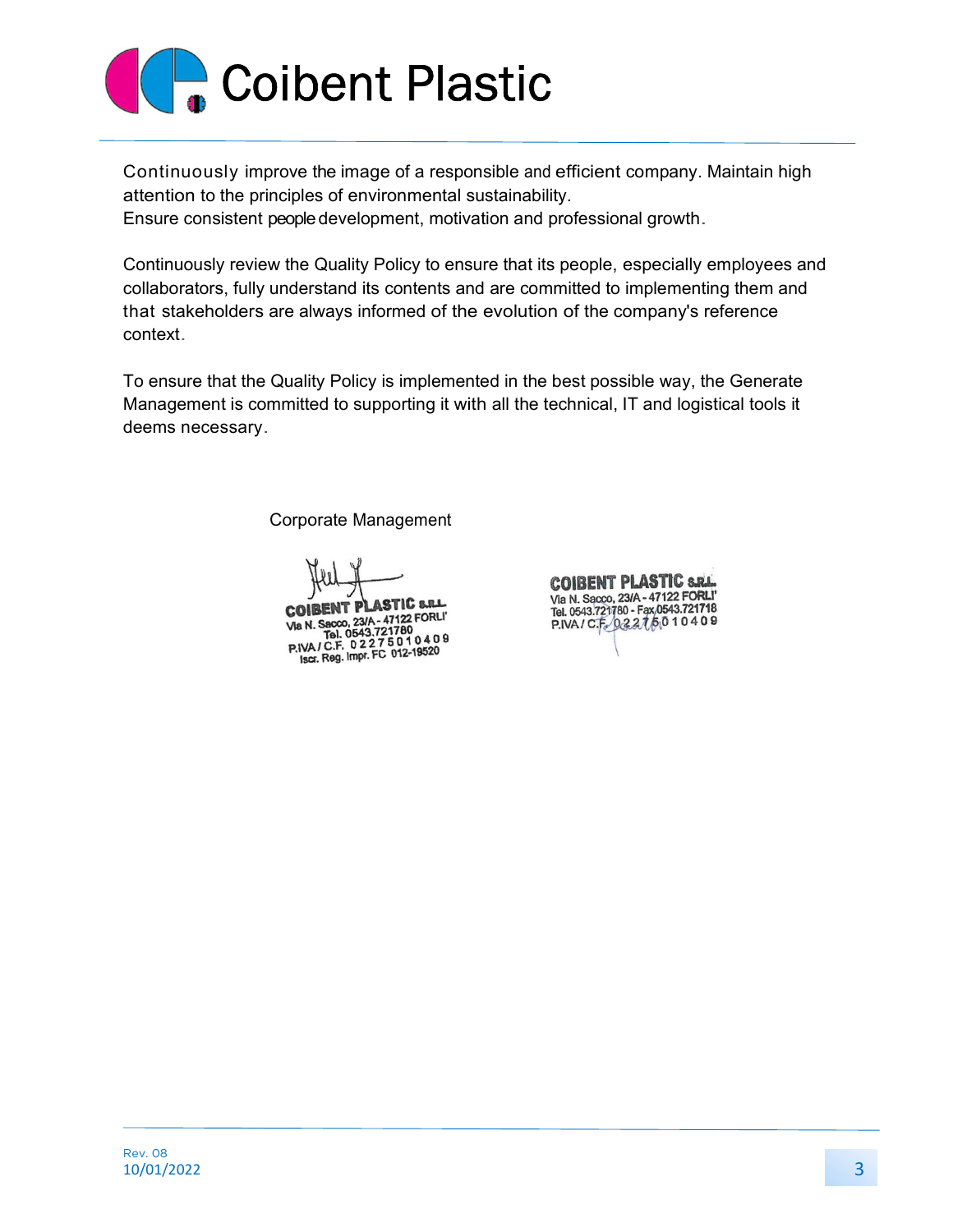Continuously improve the image of a responsible and efficient company. Maintain high attention to the principles of environmental sustainability.
Ensure consistent people development, motivation and professional growth.

Continuously review the Quality Policy to ensure that its people, especially employees and collaborators, fully understand its contents and are committed to implementing them and that stakeholders are always informed of the evolution of the company's reference context.

To ensure that the Quality Policy is implemented in the best possible way, the Generate Management is committed to supporting it with all the technical, IT and logistical tools it deems necessary.

Corporate Management

COIBENT PLASTIC S.R.L.
Via N. Sacco, 23/A - 47122 FORLI'
Tel. 0543.721780
P.IVA / C.F. 02275010409
Iscr. Reg. Impr. FC 012-19520

COIBENT PLASTIC S.R.L.
Via N. Sacco, 23/A - 47122 FORLI'
Tel. 0543.721780 - Fax 0543.721718
P.IVA / C.F. 02275010409

Rev. 08
10/01/2022